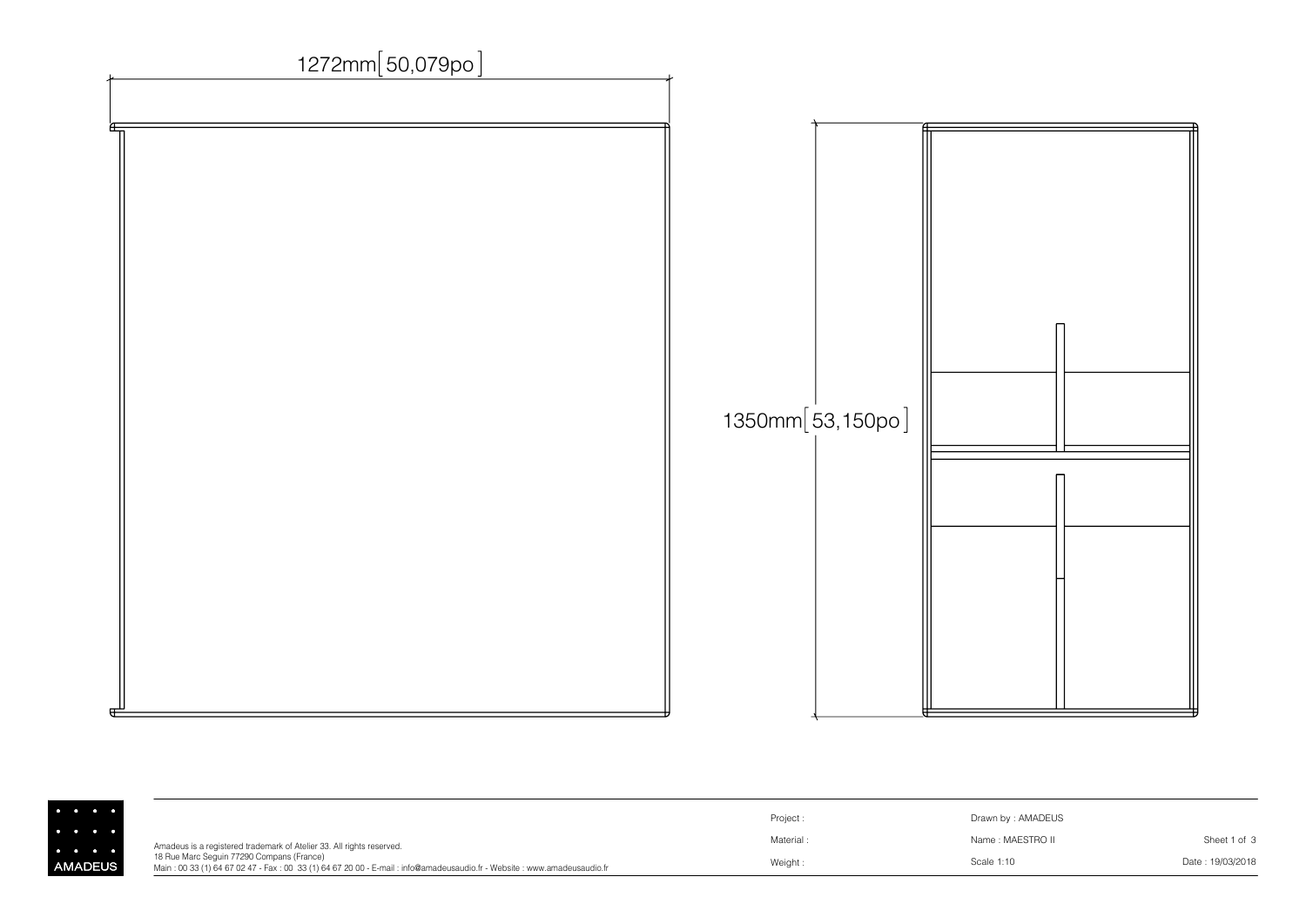1272mm[ 50,079po ]

1350mm[ 53,150po ]

AMADEUS

Amadeus is a registered trademark of Atelier 33. All rights reserved.
18 Rue Marc Seguin 77290 Compans (France)
Main : 00 33 (1) 64 67 02 47 - Fax : 00 33 (1) 64 67 20 00 - E-mail : info@amadeusaudio.fr - Website : www.amadeusaudio.fr

| Project : | Drawn by : AMADEUS | |
|---|---|---|
| Material : | Name : MAESTRO II | Sheet 1 of 3 |
| Weight : | Scale 1:10 | Date : 19/03/2018 |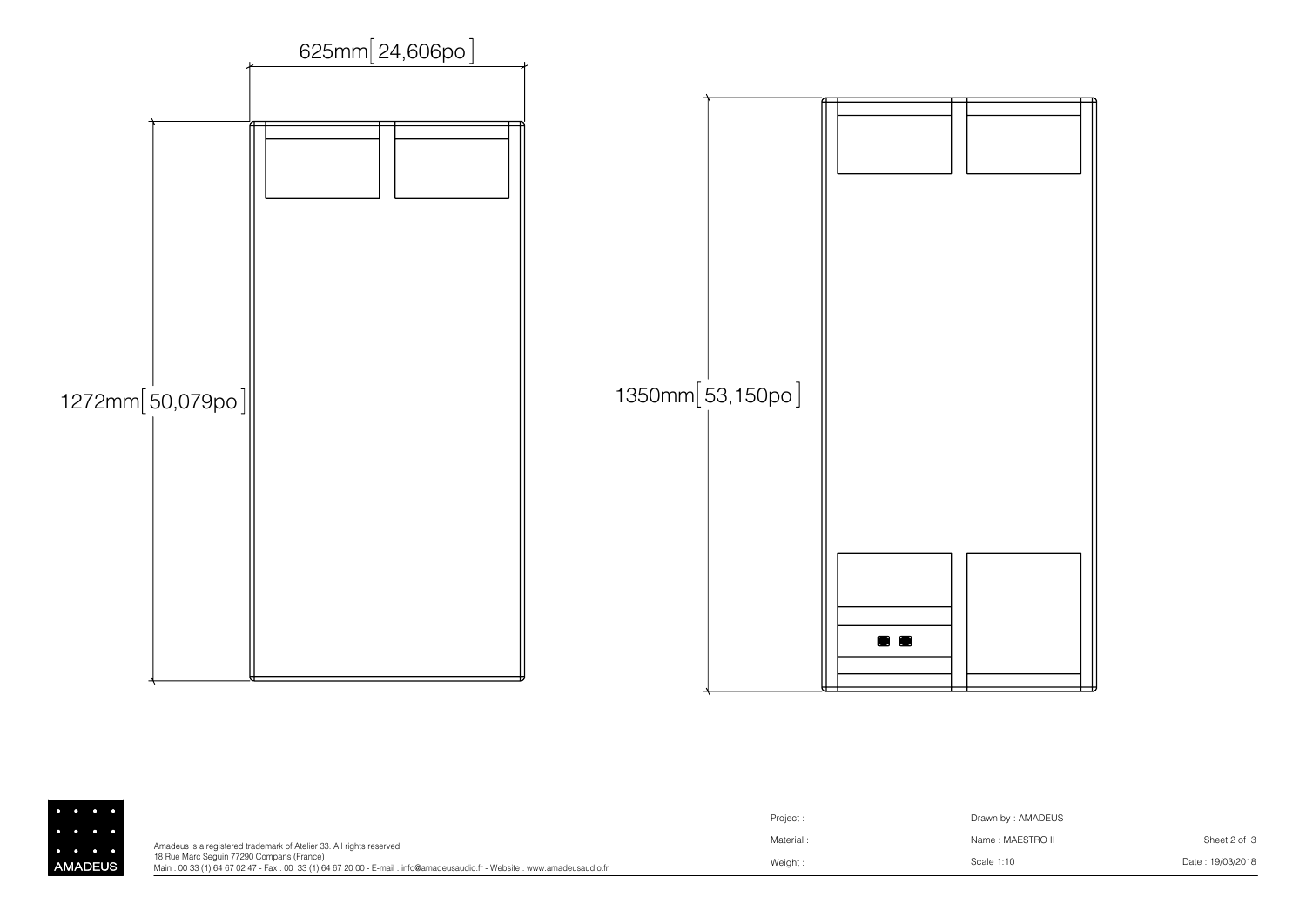625mm[24,606po]

1272mm[50,079po]

1350mm[53,150po]

AMADEUS

Amadeus is a registered trademark of Atelier 33. All rights reserved.
18 Rue Marc Seguin 77290 Compans (France)
Main : 00 33 (1) 64 67 02 47 - Fax : 00 33 (1) 64 67 20 00 - E-mail : info@amadeusaudio.fr - Website : www.amadeusaudio.fr

| | | |
|---|---|---|
| Project : | Drawn by : AMADEUS | |
| Material : | Name : MAESTRO II | Sheet 2 of 3 |
| Weight : | Scale 1:10 | Date : 19/03/2018 |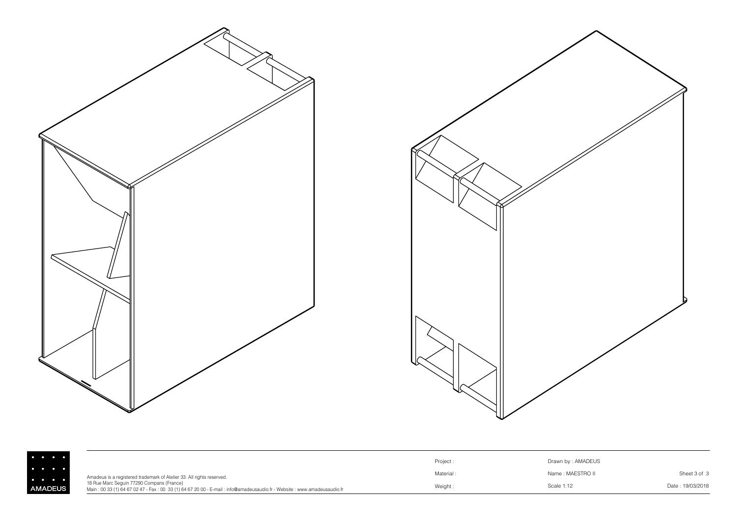AMADEUS

Amadeus is a registered trademark of Atelier 33. All rights reserved.
18 Rue Marc Seguin 77290 Compans (France)
Main : 00 33 (1) 64 67 02 47 - Fax : 00 33 (1) 64 67 20 00 - E-mail : info@amadeusaudio.fr - Website : www.amadeusaudio.fr

| | | |
|---|---|---|
| Project : | Drawn by : AMADEUS | |
| Material : | Name : MAESTRO II | Sheet 3 of 3 |
| Weight : | Scale 1:12 | Date : 19/03/2018 |